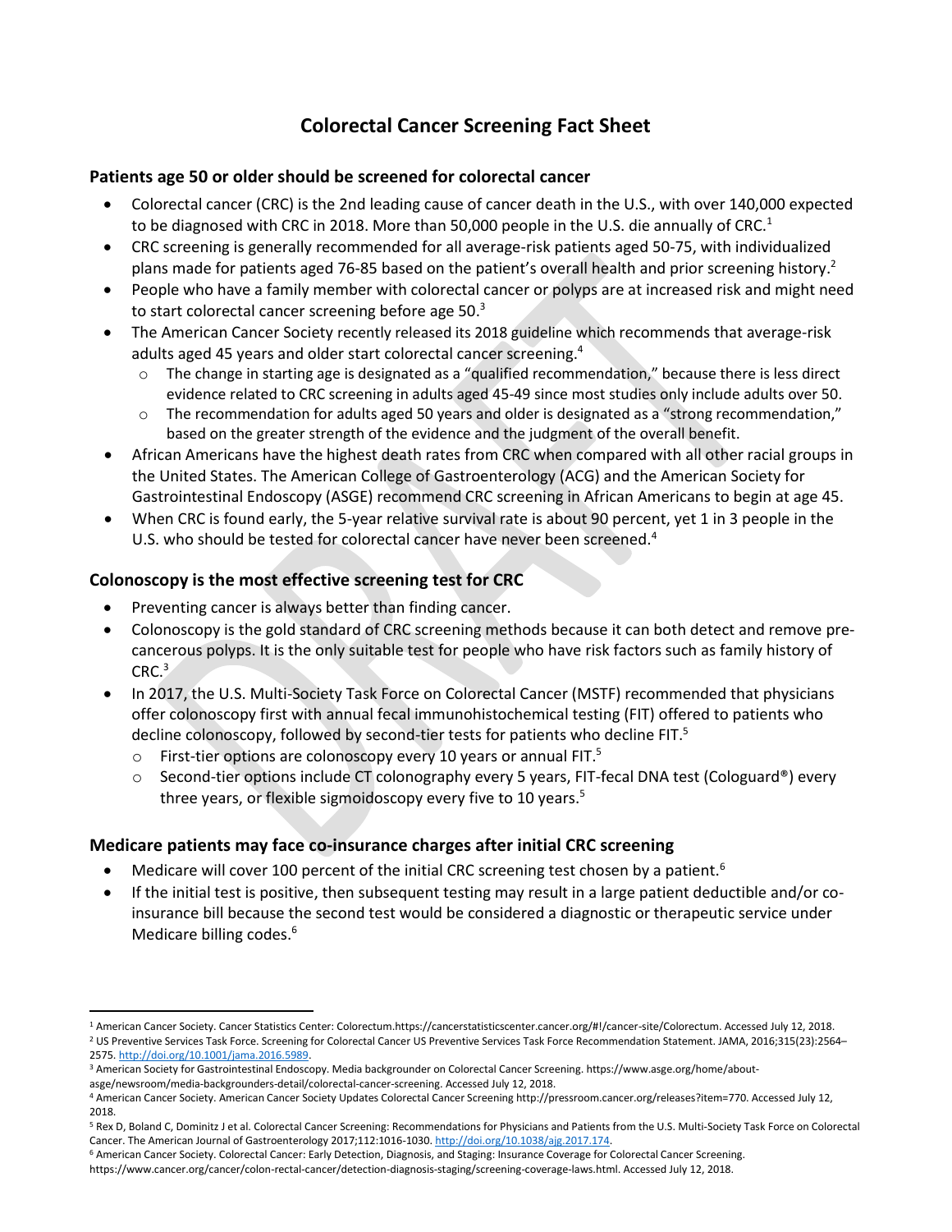# Colorectal Cancer Screening Fact Sheet

### Patients age 50 or older should be screened for colorectal cancer

- Colorectal cancer (CRC) is the 2nd leading cause of cancer death in the U.S., with over 140,000 expected to be diagnosed with CRC in 2018. More than 50,000 people in the U.S. die annually of CRC.[1]
- CRC screening is generally recommended for all average-risk patients aged 50-75, with individualized plans made for patients aged 76-85 based on the patient's overall health and prior screening history.[2]
- People who have a family member with colorectal cancer or polyps are at increased risk and might need to start colorectal cancer screening before age 50.[3]
- The American Cancer Society recently released its 2018 guideline which recommends that average-risk adults aged 45 years and older start colorectal cancer screening.[4]
  - The change in starting age is designated as a "qualified recommendation," because there is less direct evidence related to CRC screening in adults aged 45-49 since most studies only include adults over 50.
  - The recommendation for adults aged 50 years and older is designated as a "strong recommendation," based on the greater strength of the evidence and the judgment of the overall benefit.
- African Americans have the highest death rates from CRC when compared with all other racial groups in the United States. The American College of Gastroenterology (ACG) and the American Society for Gastrointestinal Endoscopy (ASGE) recommend CRC screening in African Americans to begin at age 45.
- When CRC is found early, the 5-year relative survival rate is about 90 percent, yet 1 in 3 people in the U.S. who should be tested for colorectal cancer have never been screened.[4]

### Colonoscopy is the most effective screening test for CRC

- Preventing cancer is always better than finding cancer.
- Colonoscopy is the gold standard of CRC screening methods because it can both detect and remove pre-cancerous polyps. It is the only suitable test for people who have risk factors such as family history of CRC.[3]
- In 2017, the U.S. Multi-Society Task Force on Colorectal Cancer (MSTF) recommended that physicians offer colonoscopy first with annual fecal immunohistochemical testing (FIT) offered to patients who decline colonoscopy, followed by second-tier tests for patients who decline FIT.[5]
  - First-tier options are colonoscopy every 10 years or annual FIT.[5]
  - Second-tier options include CT colonography every 5 years, FIT-fecal DNA test (Cologuard®) every three years, or flexible sigmoidoscopy every five to 10 years.[5]

### Medicare patients may face co-insurance charges after initial CRC screening

- Medicare will cover 100 percent of the initial CRC screening test chosen by a patient.[6]
- If the initial test is positive, then subsequent testing may result in a large patient deductible and/or co-insurance bill because the second test would be considered a diagnostic or therapeutic service under Medicare billing codes.[6]

---

[1] American Cancer Society. Cancer Statistics Center: Colorectum.https://cancerstatisticscenter.cancer.org/#!/cancer-site/Colorectum. Accessed July 12, 2018.

[2] US Preventive Services Task Force. Screening for Colorectal Cancer US Preventive Services Task Force Recommendation Statement. JAMA, 2016;315(23):2564–2575. http://doi.org/10.1001/jama.2016.5989.

[3] American Society for Gastrointestinal Endoscopy. Media backgrounder on Colorectal Cancer Screening. https://www.asge.org/home/about-asge/newsroom/media-backgrounders-detail/colorectal-cancer-screening. Accessed July 12, 2018.

[4] American Cancer Society. American Cancer Society Updates Colorectal Cancer Screening http://pressroom.cancer.org/releases?item=770. Accessed July 12, 2018.

[5] Rex D, Boland C, Dominitz J et al. Colorectal Cancer Screening: Recommendations for Physicians and Patients from the U.S. Multi-Society Task Force on Colorectal Cancer. The American Journal of Gastroenterology 2017;112:1016-1030. http://doi.org/10.1038/ajg.2017.174.

[6] American Cancer Society. Colorectal Cancer: Early Detection, Diagnosis, and Staging: Insurance Coverage for Colorectal Cancer Screening. https://www.cancer.org/cancer/colon-rectal-cancer/detection-diagnosis-staging/screening-coverage-laws.html. Accessed July 12, 2018.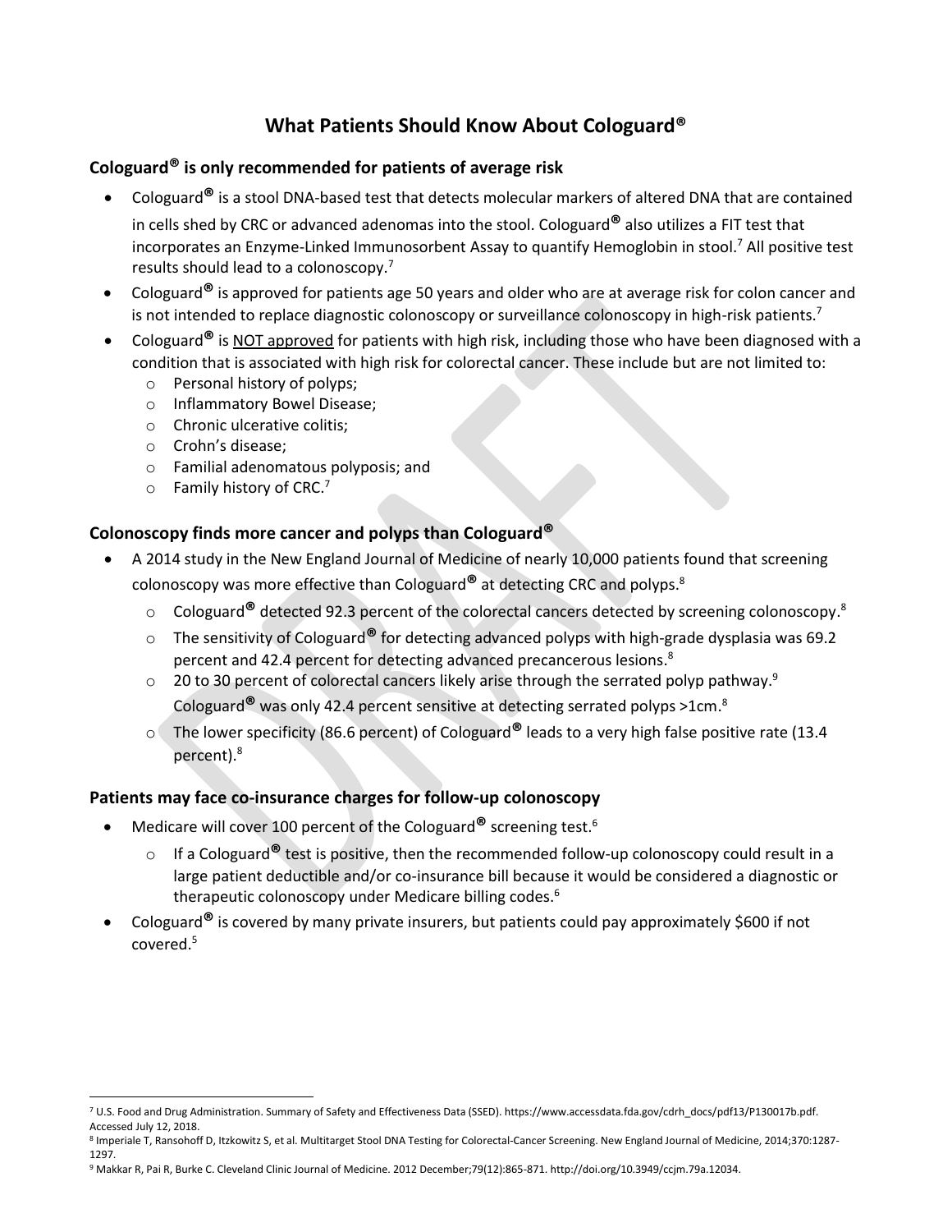# What Patients Should Know About Cologuard®

## Cologuard® is only recommended for patients of average risk

- Cologuard® is a stool DNA-based test that detects molecular markers of altered DNA that are contained in cells shed by CRC or advanced adenomas into the stool. Cologuard® also utilizes a FIT test that incorporates an Enzyme-Linked Immunosorbent Assay to quantify Hemoglobin in stool.[7] All positive test results should lead to a colonoscopy.[7]
- Cologuard® is approved for patients age 50 years and older who are at average risk for colon cancer and is not intended to replace diagnostic colonoscopy or surveillance colonoscopy in high-risk patients.[7]
- Cologuard® is <u>NOT approved</u> for patients with high risk, including those who have been diagnosed with a condition that is associated with high risk for colorectal cancer. These include but are not limited to:
  - Personal history of polyps;
  - Inflammatory Bowel Disease;
  - Chronic ulcerative colitis;
  - Crohn's disease;
  - Familial adenomatous polyposis; and
  - Family history of CRC.[7]

## Colonoscopy finds more cancer and polyps than Cologuard®

- A 2014 study in the New England Journal of Medicine of nearly 10,000 patients found that screening colonoscopy was more effective than Cologuard® at detecting CRC and polyps.[8]
  - Cologuard® detected 92.3 percent of the colorectal cancers detected by screening colonoscopy.[8]
  - The sensitivity of Cologuard® for detecting advanced polyps with high-grade dysplasia was 69.2 percent and 42.4 percent for detecting advanced precancerous lesions.[8]
  - 20 to 30 percent of colorectal cancers likely arise through the serrated polyp pathway.[9] Cologuard® was only 42.4 percent sensitive at detecting serrated polyps >1cm.[8]
  - The lower specificity (86.6 percent) of Cologuard® leads to a very high false positive rate (13.4 percent).[8]

## Patients may face co-insurance charges for follow-up colonoscopy

- Medicare will cover 100 percent of the Cologuard® screening test.[6]
  - If a Cologuard® test is positive, then the recommended follow-up colonoscopy could result in a large patient deductible and/or co-insurance bill because it would be considered a diagnostic or therapeutic colonoscopy under Medicare billing codes.[6]
- Cologuard® is covered by many private insurers, but patients could pay approximately $600 if not covered.[5]

---

[7] U.S. Food and Drug Administration. Summary of Safety and Effectiveness Data (SSED). https://www.accessdata.fda.gov/cdrh_docs/pdf13/P130017b.pdf. Accessed July 12, 2018.

[8] Imperiale T, Ransohoff D, Itzkowitz S, et al. Multitarget Stool DNA Testing for Colorectal-Cancer Screening. New England Journal of Medicine, 2014;370:1287-1297.

[9] Makkar R, Pai R, Burke C. Cleveland Clinic Journal of Medicine. 2012 December;79(12):865-871. http://doi.org/10.3949/ccjm.79a.12034.